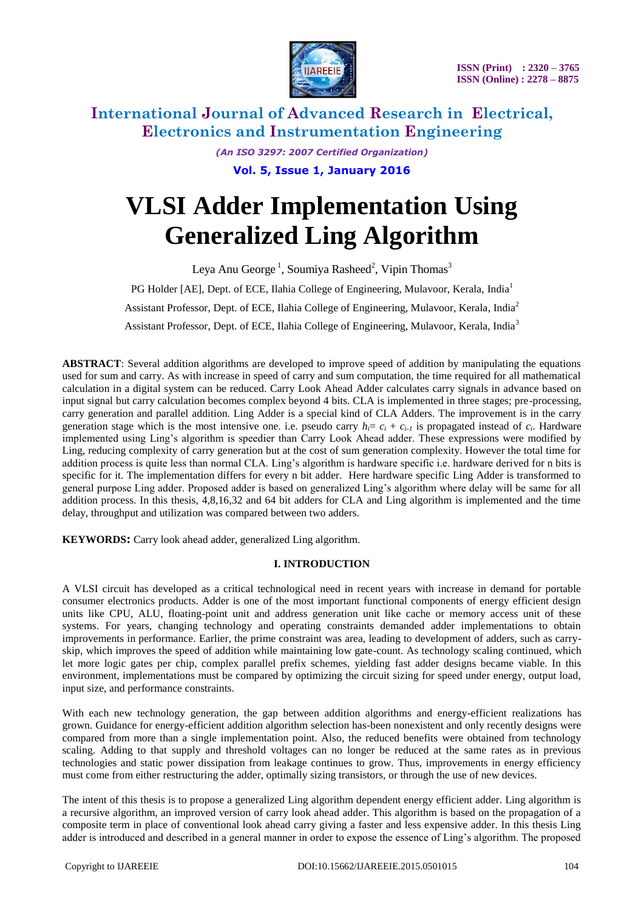# VLSI Adder Implementation Using Generalized Ling Algorithm

Leya Anu George [1], Soumiya Rasheed[2], Vipin Thomas[3]

PG Holder [AE], Dept. of ECE, Ilahia College of Engineering, Mulavoor, Kerala, India[1]

Assistant Professor, Dept. of ECE, Ilahia College of Engineering, Mulavoor, Kerala, India[2]

Assistant Professor, Dept. of ECE, Ilahia College of Engineering, Mulavoor, Kerala, India[3]

**ABSTRACT**: Several addition algorithms are developed to improve speed of addition by manipulating the equations used for sum and carry. As with increase in speed of carry and sum computation, the time required for all mathematical calculation in a digital system can be reduced. Carry Look Ahead Adder calculates carry signals in advance based on input signal but carry calculation becomes complex beyond 4 bits. CLA is implemented in three stages; pre-processing, carry generation and parallel addition. Ling Adder is a special kind of CLA Adders. The improvement is in the carry generation stage which is the most intensive one. i.e. pseudo carry $h_i = c_i + c_{i-1}$ is propagated instead of $c_i$. Hardware implemented using Ling's algorithm is speedier than Carry Look Ahead adder. These expressions were modified by Ling, reducing complexity of carry generation but at the cost of sum generation complexity. However the total time for addition process is quite less than normal CLA. Ling's algorithm is hardware specific i.e. hardware derived for n bits is specific for it. The implementation differs for every n bit adder. Here hardware specific Ling Adder is transformed to general purpose Ling adder. Proposed adder is based on generalized Ling's algorithm where delay will be same for all addition process. In this thesis, 4,8,16,32 and 64 bit adders for CLA and Ling algorithm is implemented and the time delay, throughput and utilization was compared between two adders.

**KEYWORDS:** Carry look ahead adder, generalized Ling algorithm.

## I. INTRODUCTION

A VLSI circuit has developed as a critical technological need in recent years with increase in demand for portable consumer electronics products. Adder is one of the most important functional components of energy efficient design units like CPU, ALU, floating-point unit and address generation unit like cache or memory access unit of these systems. For years, changing technology and operating constraints demanded adder implementations to obtain improvements in performance. Earlier, the prime constraint was area, leading to development of adders, such as carry-skip, which improves the speed of addition while maintaining low gate-count. As technology scaling continued, which let more logic gates per chip, complex parallel prefix schemes, yielding fast adder designs became viable. In this environment, implementations must be compared by optimizing the circuit sizing for speed under energy, output load, input size, and performance constraints.

With each new technology generation, the gap between addition algorithms and energy-efficient realizations has grown. Guidance for energy-efficient addition algorithm selection has-been nonexistent and only recently designs were compared from more than a single implementation point. Also, the reduced benefits were obtained from technology scaling. Adding to that supply and threshold voltages can no longer be reduced at the same rates as in previous technologies and static power dissipation from leakage continues to grow. Thus, improvements in energy efficiency must come from either restructuring the adder, optimally sizing transistors, or through the use of new devices.

The intent of this thesis is to propose a generalized Ling algorithm dependent energy efficient adder. Ling algorithm is a recursive algorithm, an improved version of carry look ahead adder. This algorithm is based on the propagation of a composite term in place of conventional look ahead carry giving a faster and less expensive adder. In this thesis Ling adder is introduced and described in a general manner in order to expose the essence of Ling's algorithm. The proposed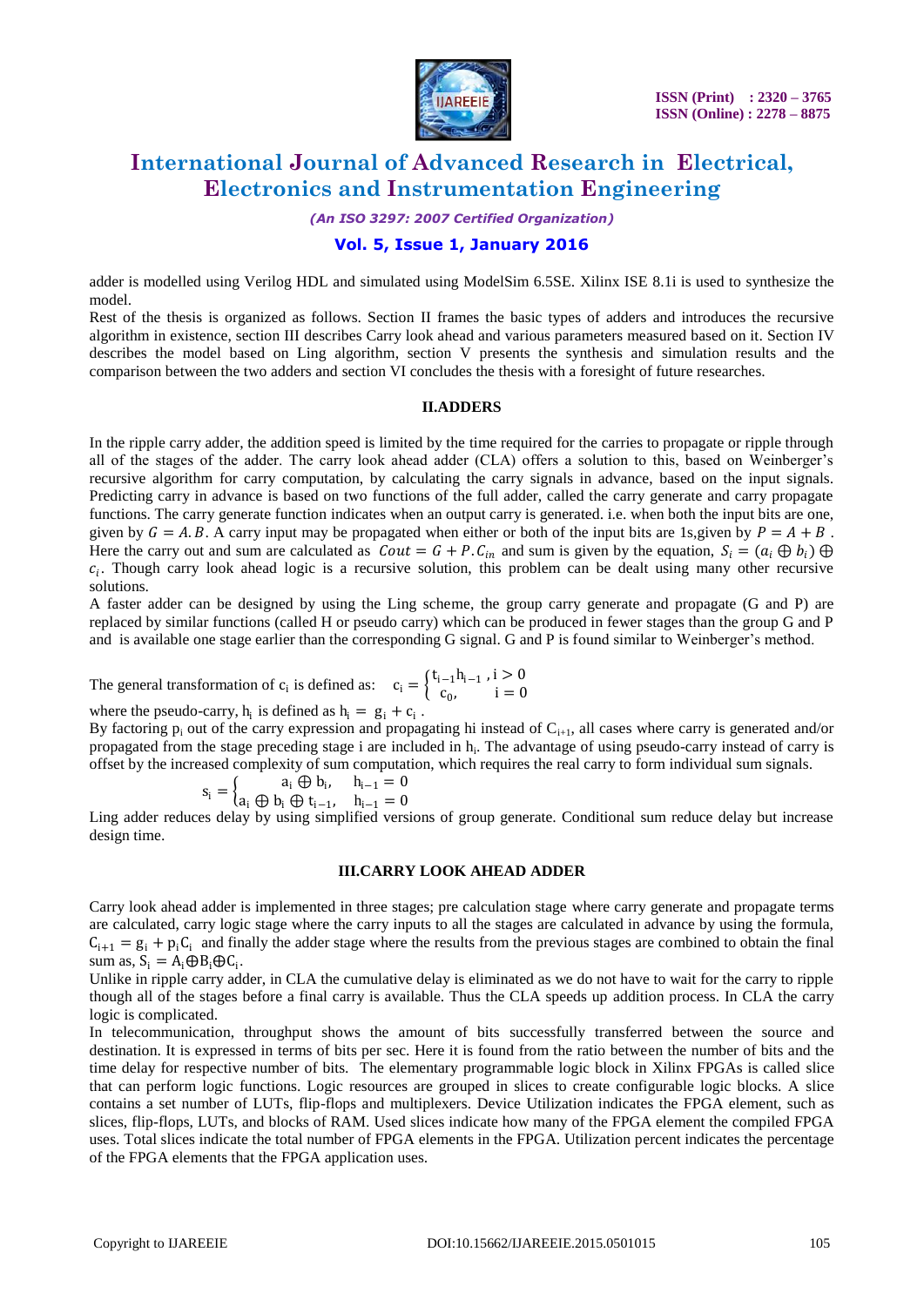adder is modelled using Verilog HDL and simulated using ModelSim 6.5SE. Xilinx ISE 8.1i is used to synthesize the model.

Rest of the thesis is organized as follows. Section II frames the basic types of adders and introduces the recursive algorithm in existence, section III describes Carry look ahead and various parameters measured based on it. Section IV describes the model based on Ling algorithm, section V presents the synthesis and simulation results and the comparison between the two adders and section VI concludes the thesis with a foresight of future researches.

## II.ADDERS

In the ripple carry adder, the addition speed is limited by the time required for the carries to propagate or ripple through all of the stages of the adder. The carry look ahead adder (CLA) offers a solution to this, based on Weinberger's recursive algorithm for carry computation, by calculating the carry signals in advance, based on the input signals. Predicting carry in advance is based on two functions of the full adder, called the carry generate and carry propagate functions. The carry generate function indicates when an output carry is generated. i.e. when both the input bits are one, given by $G = A.B$. A carry input may be propagated when either or both of the input bits are 1s,given by $P = A + B$ . Here the carry out and sum are calculated as $Cout = G + P.C_{in}$ and sum is given by the equation, $S_i = (a_i \oplus b_i) \oplus c_i$. Though carry look ahead logic is a recursive solution, this problem can be dealt using many other recursive solutions.

A faster adder can be designed by using the Ling scheme, the group carry generate and propagate (G and P) are replaced by similar functions (called H or pseudo carry) which can be produced in fewer stages than the group G and P and is available one stage earlier than the corresponding G signal. G and P is found similar to Weinberger's method.

The general transformation of $c_i$ is defined as: $c_i = \begin{cases} t_{i-1}h_{i-1}, & i > 0 \\ c_0, & i = 0 \end{cases}$

where the pseudo-carry, $h_i$ is defined as $h_i = g_i + c_i$ .

By factoring $p_i$ out of the carry expression and propagating hi instead of $C_{i+1}$, all cases where carry is generated and/or propagated from the stage preceding stage i are included in $h_i$. The advantage of using pseudo-carry instead of carry is offset by the increased complexity of sum computation, which requires the real carry to form individual sum signals.

$$s_i = \begin{cases} a_i \oplus b_i, & h_{i-1} = 0 \\ a_i \oplus b_i \oplus t_{i-1}, & h_{i-1} = 0 \end{cases}$$

Ling adder reduces delay by using simplified versions of group generate. Conditional sum reduce delay but increase design time.

## III.CARRY LOOK AHEAD ADDER

Carry look ahead adder is implemented in three stages; pre calculation stage where carry generate and propagate terms are calculated, carry logic stage where the carry inputs to all the stages are calculated in advance by using the formula, $C_{i+1} = g_i + p_iC_i$ and finally the adder stage where the results from the previous stages are combined to obtain the final sum as, $S_i = A_i \oplus B_i \oplus C_i$.

Unlike in ripple carry adder, in CLA the cumulative delay is eliminated as we do not have to wait for the carry to ripple though all of the stages before a final carry is available. Thus the CLA speeds up addition process. In CLA the carry logic is complicated.

In telecommunication, throughput shows the amount of bits successfully transferred between the source and destination. It is expressed in terms of bits per sec. Here it is found from the ratio between the number of bits and the time delay for respective number of bits. The elementary programmable logic block in Xilinx FPGAs is called slice that can perform logic functions. Logic resources are grouped in slices to create configurable logic blocks. A slice contains a set number of LUTs, flip-flops and multiplexers. Device Utilization indicates the FPGA element, such as slices, flip-flops, LUTs, and blocks of RAM. Used slices indicate how many of the FPGA element the compiled FPGA uses. Total slices indicate the total number of FPGA elements in the FPGA. Utilization percent indicates the percentage of the FPGA elements that the FPGA application uses.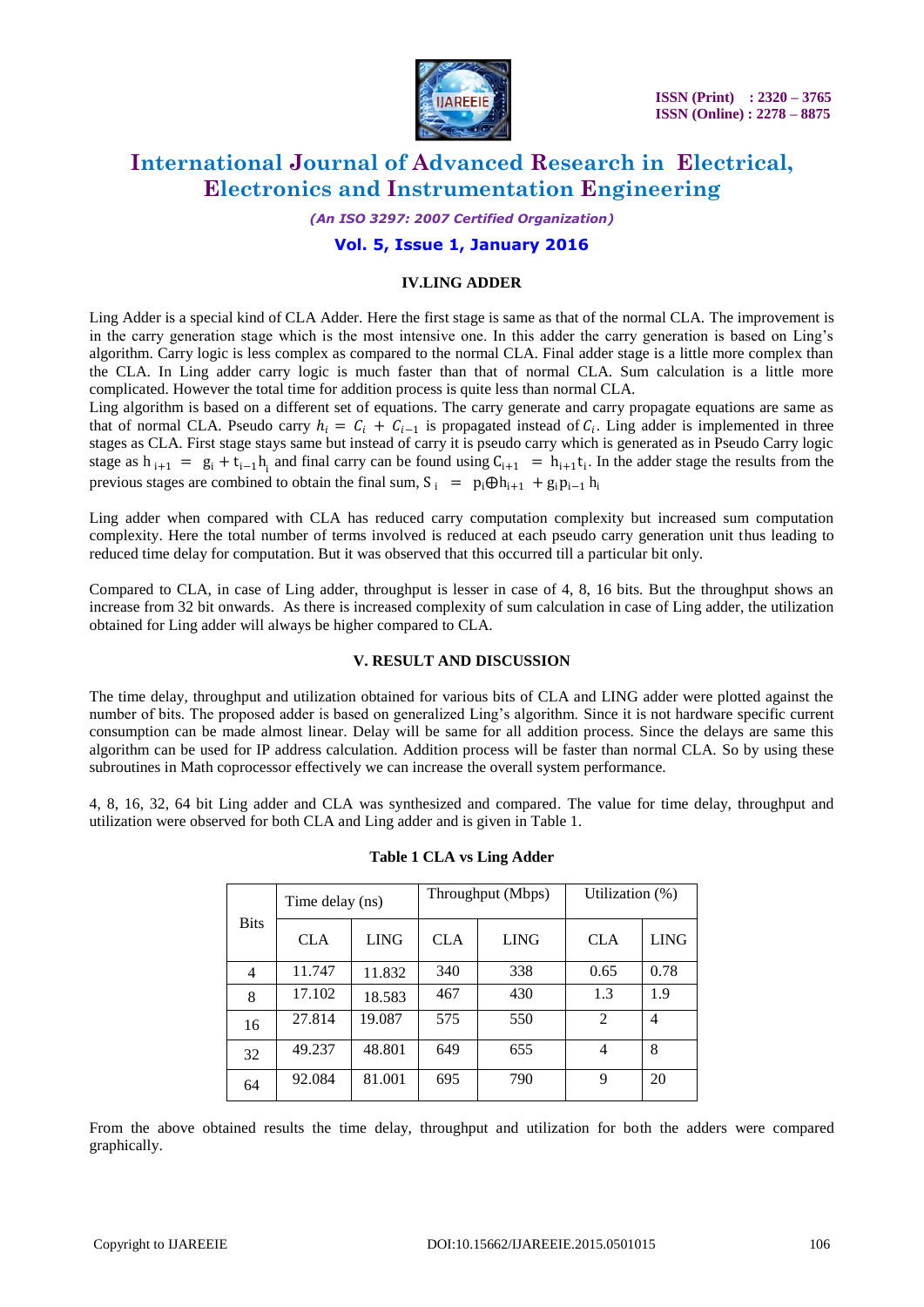### IV.LING ADDER

Ling Adder is a special kind of CLA Adder. Here the first stage is same as that of the normal CLA. The improvement is in the carry generation stage which is the most intensive one. In this adder the carry generation is based on Ling's algorithm. Carry logic is less complex as compared to the normal CLA. Final adder stage is a little more complex than the CLA. In Ling adder carry logic is much faster than that of normal CLA. Sum calculation is a little more complicated. However the total time for addition process is quite less than normal CLA.

Ling algorithm is based on a different set of equations. The carry generate and carry propagate equations are same as that of normal CLA. Pseudo carry $h_i = C_i + C_{i-1}$ is propagated instead of $C_i$. Ling adder is implemented in three stages as CLA. First stage stays same but instead of carry it is pseudo carry which is generated as in Pseudo Carry logic stage as $h_{i+1} = g_i + t_{i-1} h_i$ and final carry can be found using $C_{i+1} = h_{i+1} t_i$. In the adder stage the results from the previous stages are combined to obtain the final sum, $S_i = p_i \oplus h_{i+1} + g_i p_{i-1} h_i$

Ling adder when compared with CLA has reduced carry computation complexity but increased sum computation complexity. Here the total number of terms involved is reduced at each pseudo carry generation unit thus leading to reduced time delay for computation. But it was observed that this occurred till a particular bit only.

Compared to CLA, in case of Ling adder, throughput is lesser in case of 4, 8, 16 bits. But the throughput shows an increase from 32 bit onwards. As there is increased complexity of sum calculation in case of Ling adder, the utilization obtained for Ling adder will always be higher compared to CLA.

### V. RESULT AND DISCUSSION

The time delay, throughput and utilization obtained for various bits of CLA and LING adder were plotted against the number of bits. The proposed adder is based on generalized Ling's algorithm. Since it is not hardware specific current consumption can be made almost linear. Delay will be same for all addition process. Since the delays are same this algorithm can be used for IP address calculation. Addition process will be faster than normal CLA. So by using these subroutines in Math coprocessor effectively we can increase the overall system performance.

4, 8, 16, 32, 64 bit Ling adder and CLA was synthesized and compared. The value for time delay, throughput and utilization were observed for both CLA and Ling adder and is given in Table 1.

**Table 1 CLA vs Ling Adder**

| Bits | Time delay (ns) | | Throughput (Mbps) | | Utilization (%) | |
|---|---|---|---|---|---|---|
| | CLA | LING | CLA | LING | CLA | LING |
| 4 | 11.747 | 11.832 | 340 | 338 | 0.65 | 0.78 |
| 8 | 17.102 | 18.583 | 467 | 430 | 1.3 | 1.9 |
| 16 | 27.814 | 19.087 | 575 | 550 | 2 | 4 |
| 32 | 49.237 | 48.801 | 649 | 655 | 4 | 8 |
| 64 | 92.084 | 81.001 | 695 | 790 | 9 | 20 |

From the above obtained results the time delay, throughput and utilization for both the adders were compared graphically.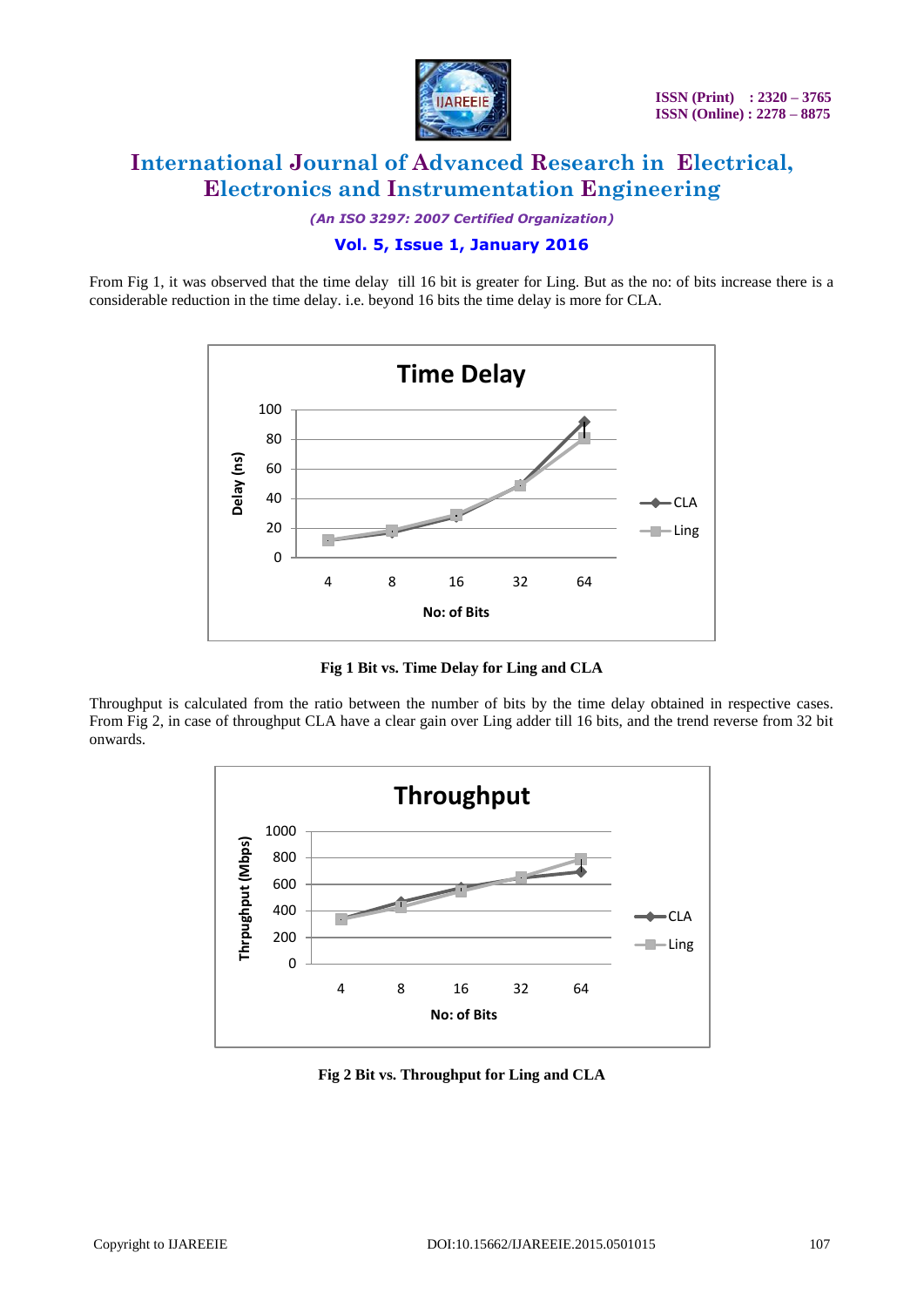From Fig 1, it was observed that the time delay till 16 bit is greater for Ling. But as the no: of bits increase there is a considerable reduction in the time delay. i.e. beyond 16 bits the time delay is more for CLA.

**Fig 1 Bit vs. Time Delay for Ling and CLA**

Throughput is calculated from the ratio between the number of bits by the time delay obtained in respective cases. From Fig 2, in case of throughput CLA have a clear gain over Ling adder till 16 bits, and the trend reverse from 32 bit onwards.

**Fig 2 Bit vs. Throughput for Ling and CLA**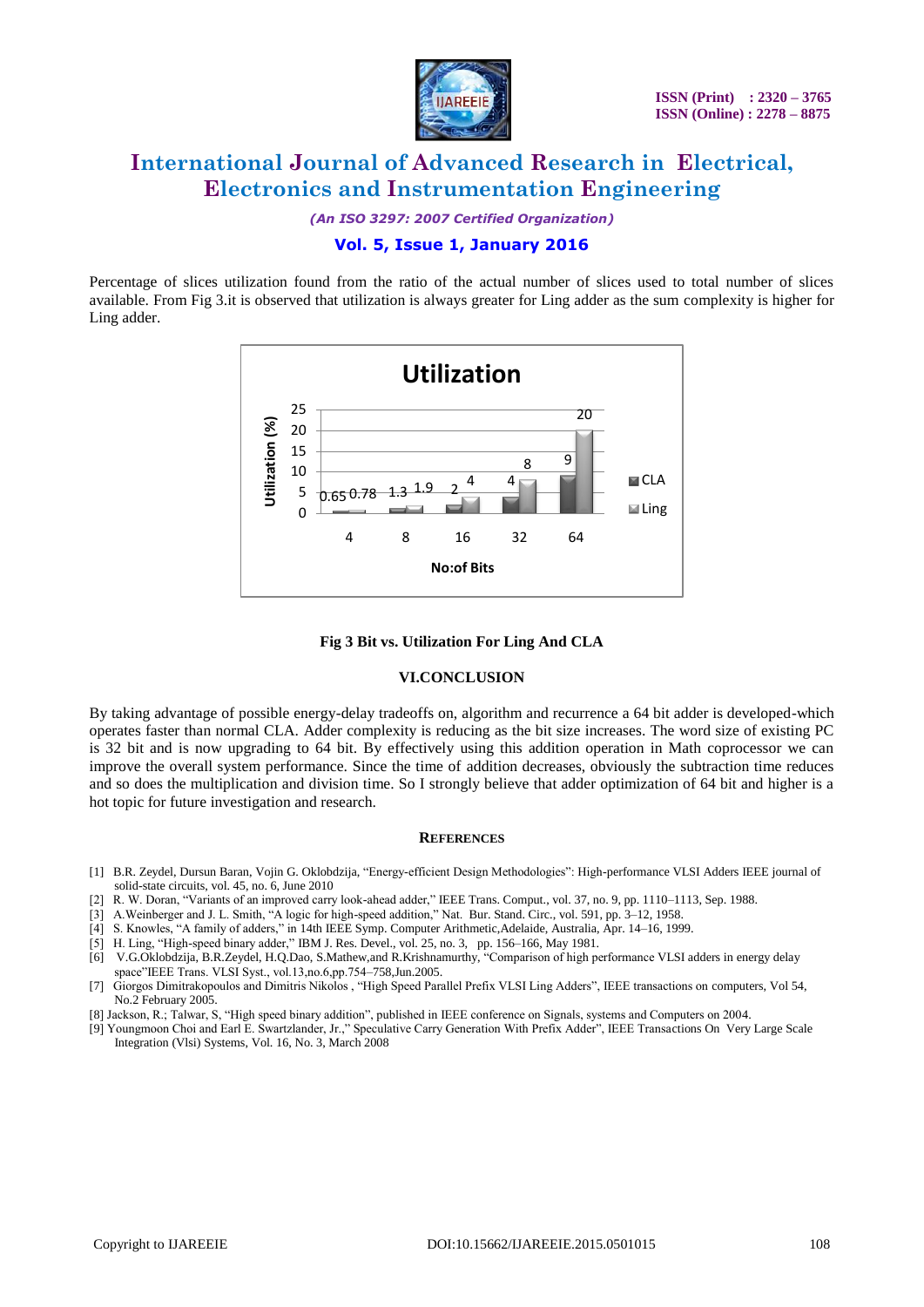Percentage of slices utilization found from the ratio of the actual number of slices used to total number of slices available. From Fig 3.it is observed that utilization is always greater for Ling adder as the sum complexity is higher for Ling adder.

Utilization

Utilization (%)

25
20
15
10
5
0

0.65 0.78 1.3 1.9 2 4 4 8 9 20

4 8 16 32 64

No:of Bits

CLA
Ling

**Fig 3 Bit vs. Utilization For Ling And CLA**

## VI.CONCLUSION

By taking advantage of possible energy-delay tradeoffs on, algorithm and recurrence a 64 bit adder is developed-which operates faster than normal CLA. Adder complexity is reducing as the bit size increases. The word size of existing PC is 32 bit and is now upgrading to 64 bit. By effectively using this addition operation in Math coprocessor we can improve the overall system performance. Since the time of addition decreases, obviously the subtraction time reduces and so does the multiplication and division time. So I strongly believe that adder optimization of 64 bit and higher is a hot topic for future investigation and research.

## REFERENCES

[1] B.R. Zeydel, Dursun Baran, Vojin G. Oklobdzija, "Energy-efficient Design Methodologies": High-performance VLSI Adders IEEE journal of solid-state circuits, vol. 45, no. 6, June 2010

[2] R. W. Doran, "Variants of an improved carry look-ahead adder," IEEE Trans. Comput., vol. 37, no. 9, pp. 1110–1113, Sep. 1988.

[3] A.Weinberger and J. L. Smith, "A logic for high-speed addition," Nat. Bur. Stand. Circ., vol. 591, pp. 3–12, 1958.

[4] S. Knowles, "A family of adders," in 14th IEEE Symp. Computer Arithmetic,Adelaide, Australia, Apr. 14–16, 1999.

[5] H. Ling, "High-speed binary adder," IBM J. Res. Devel., vol. 25, no. 3, pp. 156–166, May 1981.

[6] V.G.Oklobdzija, B.R.Zeydel, H.Q.Dao, S.Mathew,and R.Krishnamurthy, "Comparison of high performance VLSI adders in energy delay space"IEEE Trans. VLSI Syst., vol.13,no.6,pp.754–758,Jun.2005.

[7] Giorgos Dimitrakopoulos and Dimitris Nikolos , "High Speed Parallel Prefix VLSI Ling Adders", IEEE transactions on computers, Vol 54, No.2 February 2005.

[8] Jackson, R.; Talwar, S, "High speed binary addition", published in IEEE conference on Signals, systems and Computers on 2004.

[9] Youngmoon Choi and Earl E. Swartzlander, Jr.," Speculative Carry Generation With Prefix Adder", IEEE Transactions On Very Large Scale Integration (Vlsi) Systems, Vol. 16, No. 3, March 2008